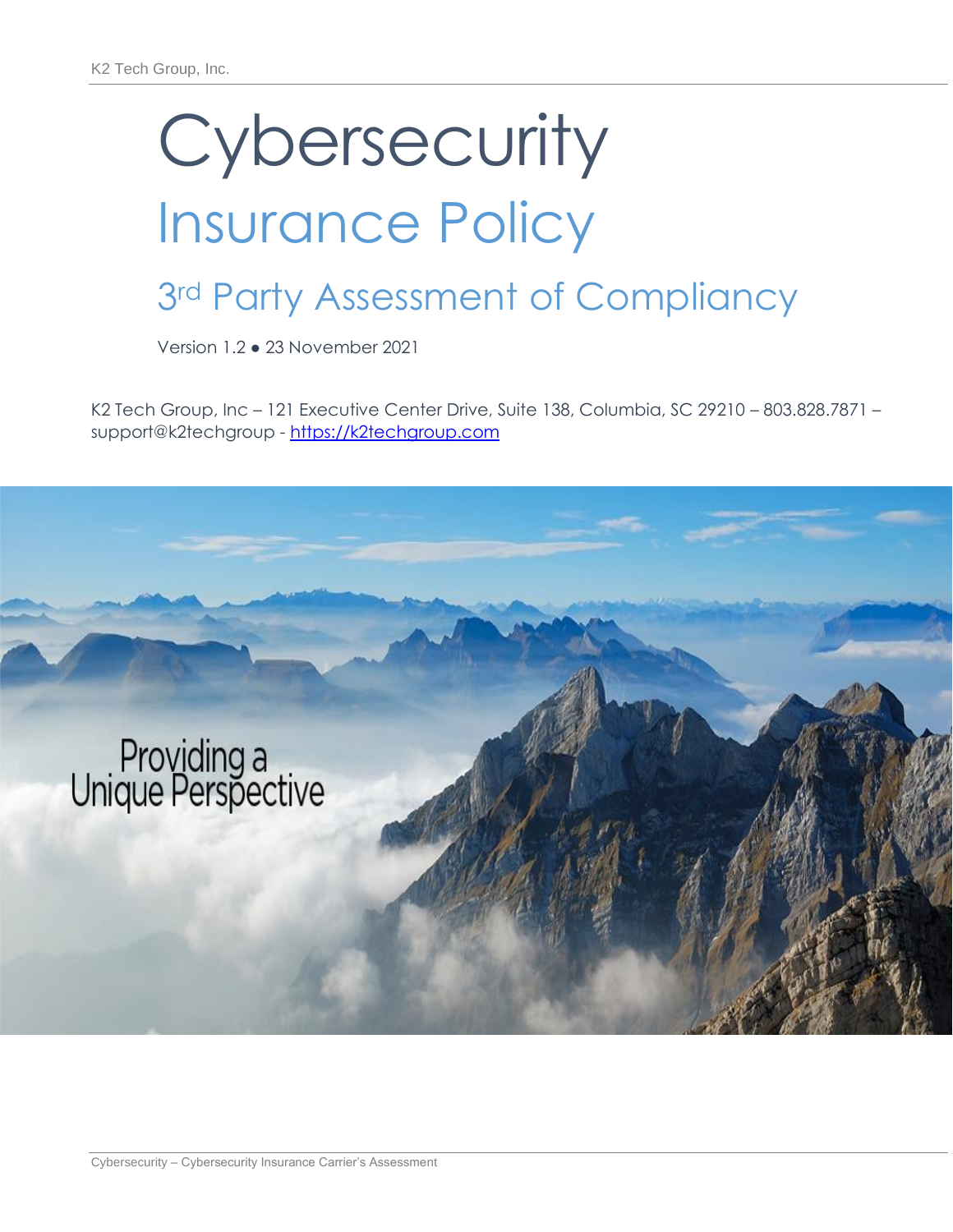# Cybersecurity

## Insurance Policy

### 3rd Party Assessment of Compliancy

Version 1.2 ● 23 November 2021

K2 Tech Group, Inc – 121 Executive Center Drive, Suite 138, Columbia, SC 29210 – 803.828.7871 – support@k2techgroup - [https://k2techgroup.com](https://k2techgroup.com)

Providing a Unique Perspective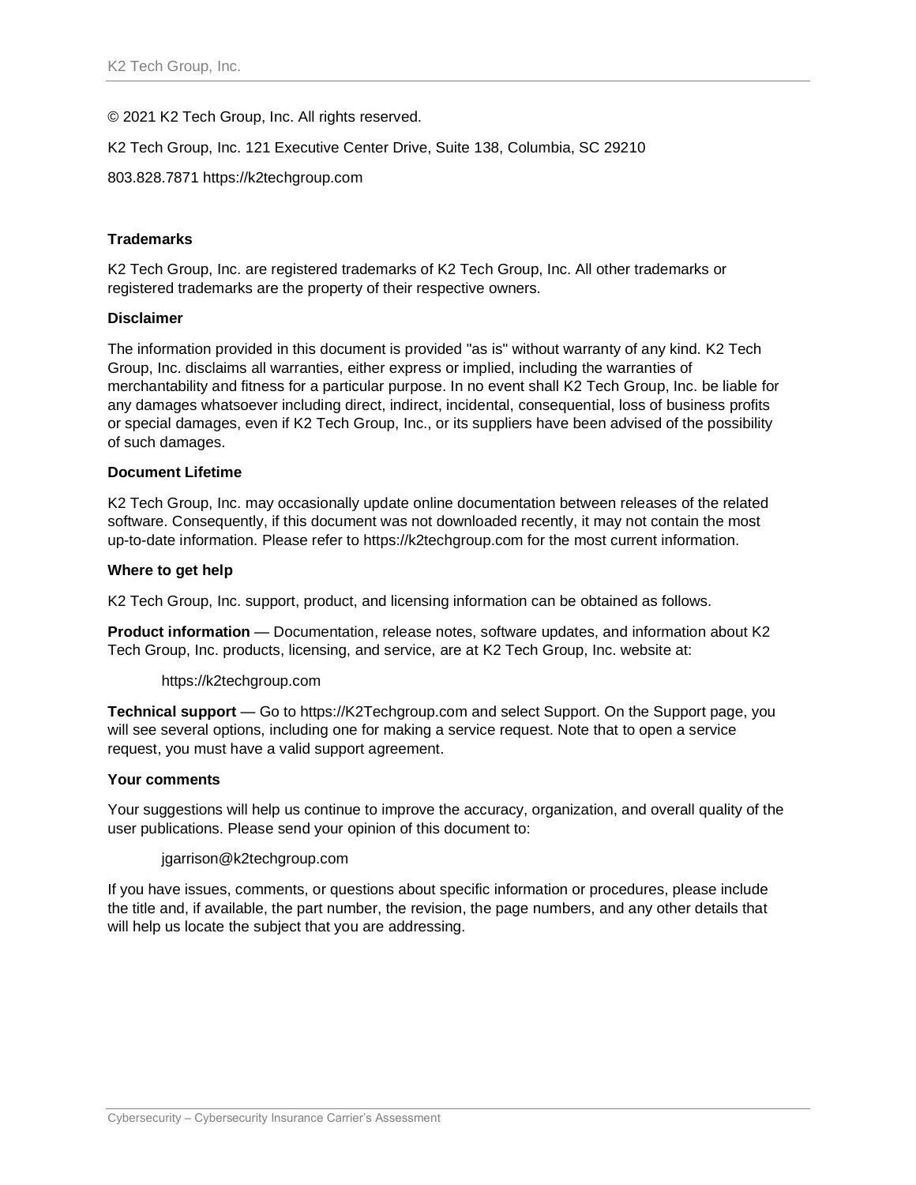© 2021 K2 Tech Group, Inc. All rights reserved.

K2 Tech Group, Inc. 121 Executive Center Drive, Suite 138, Columbia, SC 29210

803.828.7871 https://k2techgroup.com

**Trademarks**

K2 Tech Group, Inc. are registered trademarks of K2 Tech Group, Inc. All other trademarks or registered trademarks are the property of their respective owners.

**Disclaimer**

The information provided in this document is provided "as is" without warranty of any kind. K2 Tech Group, Inc. disclaims all warranties, either express or implied, including the warranties of merchantability and fitness for a particular purpose. In no event shall K2 Tech Group, Inc. be liable for any damages whatsoever including direct, indirect, incidental, consequential, loss of business profits or special damages, even if K2 Tech Group, Inc., or its suppliers have been advised of the possibility of such damages.

**Document Lifetime**

K2 Tech Group, Inc. may occasionally update online documentation between releases of the related software. Consequently, if this document was not downloaded recently, it may not contain the most up-to-date information. Please refer to https://k2techgroup.com for the most current information.

**Where to get help**

K2 Tech Group, Inc. support, product, and licensing information can be obtained as follows.

**Product information** — Documentation, release notes, software updates, and information about K2 Tech Group, Inc. products, licensing, and service, are at K2 Tech Group, Inc. website at:

https://k2techgroup.com

**Technical support** — Go to https://K2Techgroup.com and select Support. On the Support page, you will see several options, including one for making a service request. Note that to open a service request, you must have a valid support agreement.

**Your comments**

Your suggestions will help us continue to improve the accuracy, organization, and overall quality of the user publications. Please send your opinion of this document to:

jgarrison@k2techgroup.com

If you have issues, comments, or questions about specific information or procedures, please include the title and, if available, the part number, the revision, the page numbers, and any other details that will help us locate the subject that you are addressing.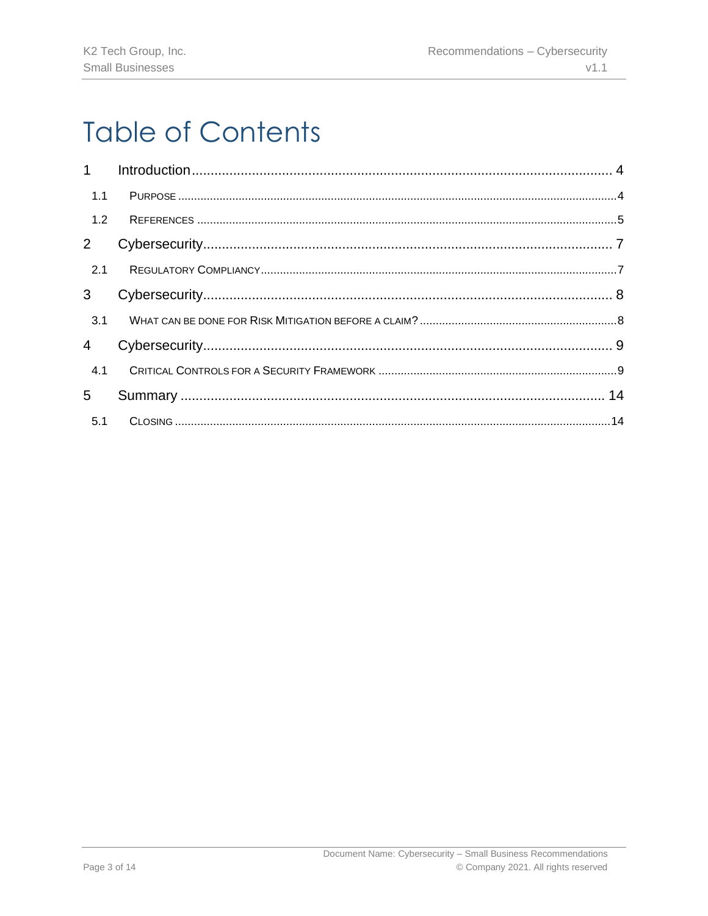# Table of Contents

1 Introduction ........ 4

- 1.1 PURPOSE ........ 4
- 1.2 REFERENCES ........ 5

2 Cybersecurity ........ 7

- 2.1 REGULATORY COMPLIANCY ........ 7

3 Cybersecurity ........ 8

- 3.1 WHAT CAN BE DONE FOR RISK MITIGATION BEFORE A CLAIM? ........ 8

4 Cybersecurity ........ 9

- 4.1 CRITICAL CONTROLS FOR A SECURITY FRAMEWORK ........ 9

5 Summary ........ 14

- 5.1 CLOSING ........ 14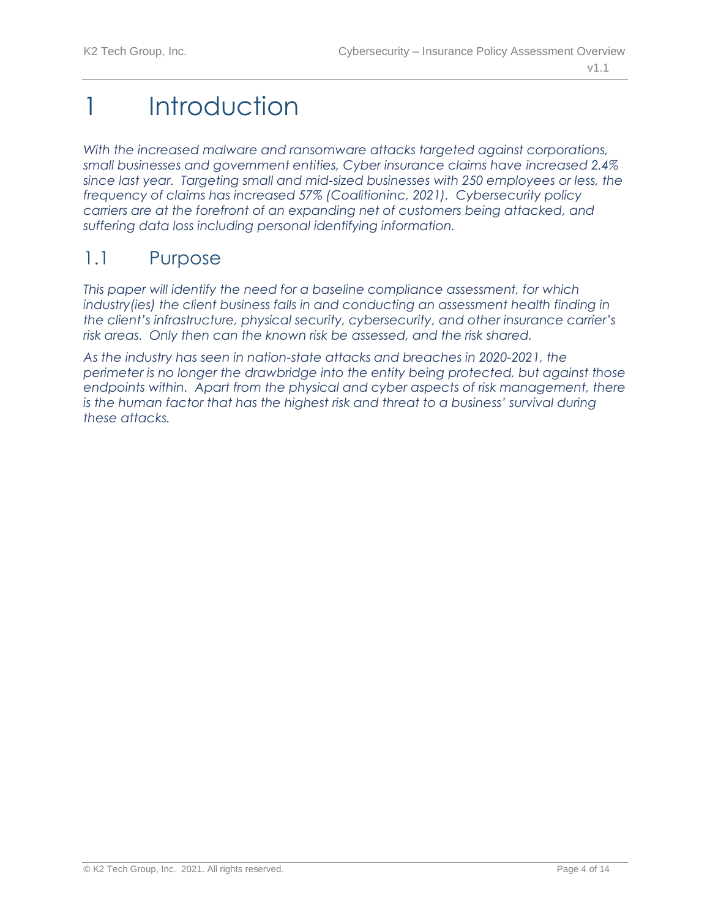# 1 Introduction

*With the increased malware and ransomware attacks targeted against corporations, small businesses and government entities, Cyber insurance claims have increased 2.4% since last year. Targeting small and mid-sized businesses with 250 employees or less, the frequency of claims has increased 57% (Coalitioninc, 2021). Cybersecurity policy carriers are at the forefront of an expanding net of customers being attacked, and suffering data loss including personal identifying information.*

## 1.1 Purpose

*This paper will identify the need for a baseline compliance assessment, for which industry(ies) the client business falls in and conducting an assessment health finding in the client's infrastructure, physical security, cybersecurity, and other insurance carrier's risk areas. Only then can the known risk be assessed, and the risk shared.*

*As the industry has seen in nation-state attacks and breaches in 2020-2021, the perimeter is no longer the drawbridge into the entity being protected, but against those endpoints within. Apart from the physical and cyber aspects of risk management, there is the human factor that has the highest risk and threat to a business' survival during these attacks.*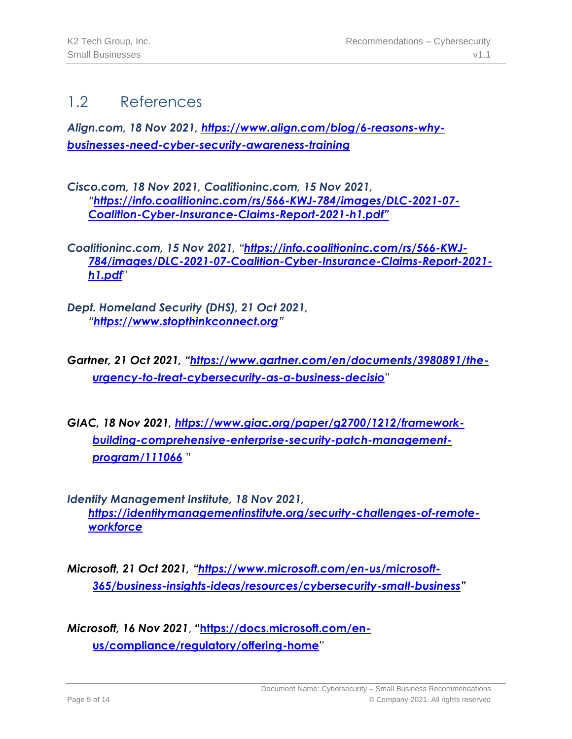## 1.2 References

***Align.com, 18 Nov 2021, [https://www.align.com/blog/6-reasons-why-businesses-need-cyber-security-awareness-training](https://www.align.com/blog/6-reasons-why-businesses-need-cyber-security-awareness-training)***

***Cisco.com, 18 Nov 2021, Coalitioninc.com, 15 Nov 2021, "[https://info.coalitioninc.com/rs/566-KWJ-784/images/DLC-2021-07-Coalition-Cyber-Insurance-Claims-Report-2021-h1.pdf](https://info.coalitioninc.com/rs/566-KWJ-784/images/DLC-2021-07-Coalition-Cyber-Insurance-Claims-Report-2021-h1.pdf)"***

***Coalitioninc.com, 15 Nov 2021, "[https://info.coalitioninc.com/rs/566-KWJ-784/images/DLC-2021-07-Coalition-Cyber-Insurance-Claims-Report-2021-h1.pdf](https://info.coalitioninc.com/rs/566-KWJ-784/images/DLC-2021-07-Coalition-Cyber-Insurance-Claims-Report-2021-h1.pdf)"***

***Dept. Homeland Security (DHS), 21 Oct 2021, "[https://www.stopthinkconnect.org](https://www.stopthinkconnect.org)"***

***Gartner, 21 Oct 2021, "[https://www.gartner.com/en/documents/3980891/the-urgency-to-treat-cybersecurity-as-a-business-decisio](https://www.gartner.com/en/documents/3980891/the-urgency-to-treat-cybersecurity-as-a-business-decisio)"***

***GIAC, 18 Nov 2021, [https://www.giac.org/paper/g2700/1212/framework-building-comprehensive-enterprise-security-patch-management-program/111066](https://www.giac.org/paper/g2700/1212/framework-building-comprehensive-enterprise-security-patch-management-program/111066) "***

***Identity Management Institute, 18 Nov 2021, [https://identitymanagementinstitute.org/security-challenges-of-remote-workforce](https://identitymanagementinstitute.org/security-challenges-of-remote-workforce)***

***Microsoft, 21 Oct 2021, "[https://www.microsoft.com/en-us/microsoft-365/business-insights-ideas/resources/cybersecurity-small-business](https://www.microsoft.com/en-us/microsoft-365/business-insights-ideas/resources/cybersecurity-small-business)"***

***Microsoft, 16 Nov 2021***, "**[https://docs.microsoft.com/en-us/compliance/regulatory/offering-home](https://docs.microsoft.com/en-us/compliance/regulatory/offering-home)**"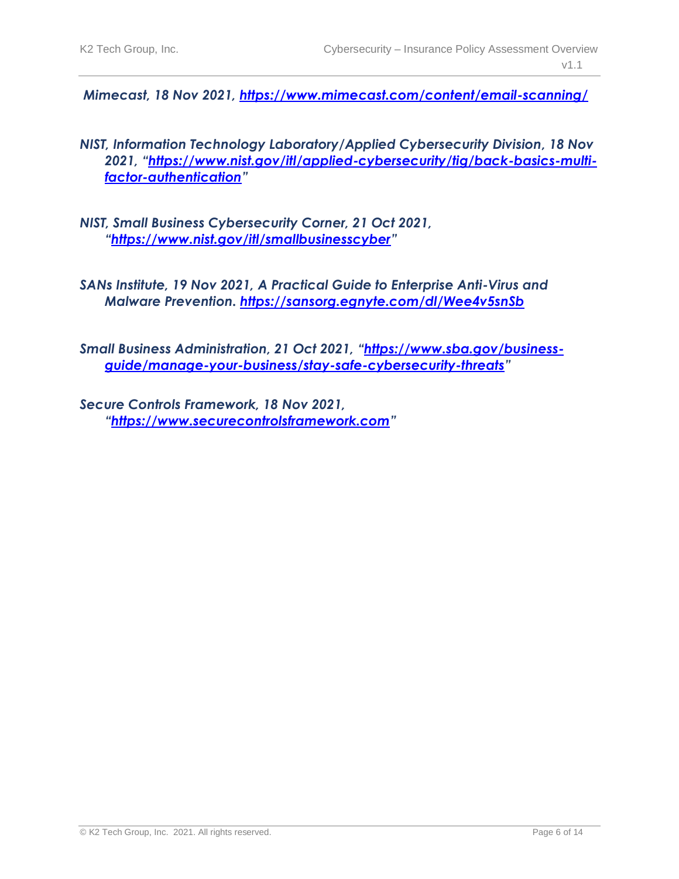*Mimecast, 18 Nov 2021, [https://www.mimecast.com/content/email-scanning/](https://www.mimecast.com/content/email-scanning/)*

*NIST, Information Technology Laboratory/Applied Cybersecurity Division, 18 Nov 2021, "[https://www.nist.gov/itl/applied-cybersecurity/tig/back-basics-multi-factor-authentication](https://www.nist.gov/itl/applied-cybersecurity/tig/back-basics-multi-factor-authentication)"*

*NIST, Small Business Cybersecurity Corner, 21 Oct 2021, "[https://www.nist.gov/itl/smallbusinesscyber](https://www.nist.gov/itl/smallbusinesscyber)"*

*SANs Institute, 19 Nov 2021, A Practical Guide to Enterprise Anti-Virus and Malware Prevention. [https://sansorg.egnyte.com/dl/Wee4v5snSb](https://sansorg.egnyte.com/dl/Wee4v5snSb)*

*Small Business Administration, 21 Oct 2021, "[https://www.sba.gov/business-guide/manage-your-business/stay-safe-cybersecurity-threats](https://www.sba.gov/business-guide/manage-your-business/stay-safe-cybersecurity-threats)"*

*Secure Controls Framework, 18 Nov 2021, "[https://www.securecontrolsframework.com](https://www.securecontrolsframework.com)"*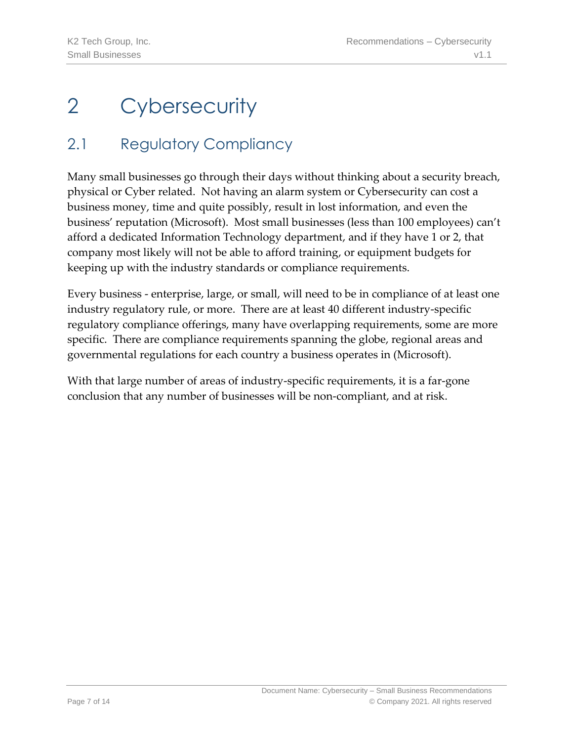# 2 Cybersecurity

## 2.1 Regulatory Compliancy

Many small businesses go through their days without thinking about a security breach, physical or Cyber related. Not having an alarm system or Cybersecurity can cost a business money, time and quite possibly, result in lost information, and even the business' reputation (Microsoft). Most small businesses (less than 100 employees) can't afford a dedicated Information Technology department, and if they have 1 or 2, that company most likely will not be able to afford training, or equipment budgets for keeping up with the industry standards or compliance requirements.

Every business - enterprise, large, or small, will need to be in compliance of at least one industry regulatory rule, or more. There are at least 40 different industry-specific regulatory compliance offerings, many have overlapping requirements, some are more specific. There are compliance requirements spanning the globe, regional areas and governmental regulations for each country a business operates in (Microsoft).

With that large number of areas of industry-specific requirements, it is a far-gone conclusion that any number of businesses will be non-compliant, and at risk.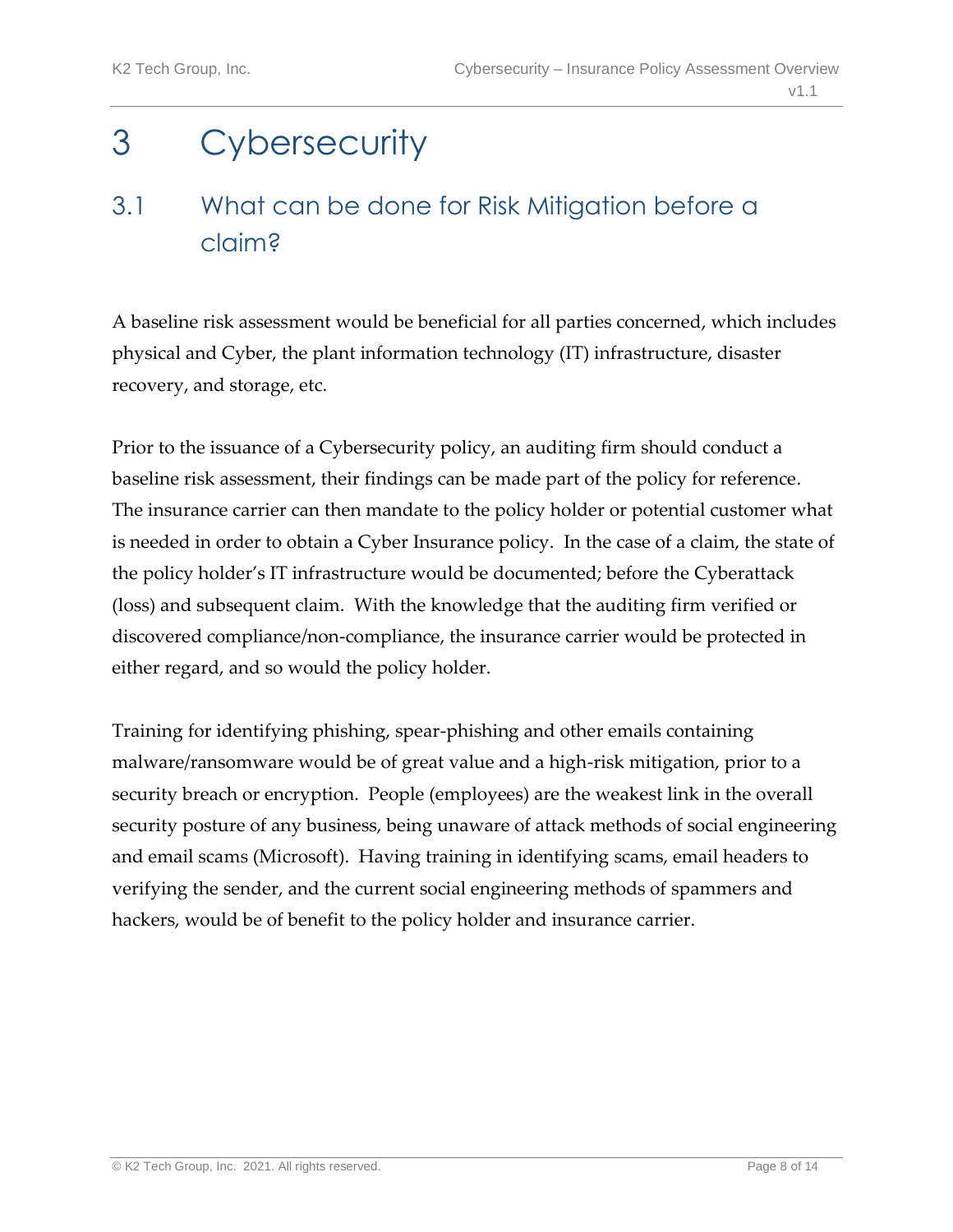# 3 Cybersecurity

## 3.1 What can be done for Risk Mitigation before a claim?

A baseline risk assessment would be beneficial for all parties concerned, which includes physical and Cyber, the plant information technology (IT) infrastructure, disaster recovery, and storage, etc.

Prior to the issuance of a Cybersecurity policy, an auditing firm should conduct a baseline risk assessment, their findings can be made part of the policy for reference. The insurance carrier can then mandate to the policy holder or potential customer what is needed in order to obtain a Cyber Insurance policy. In the case of a claim, the state of the policy holder's IT infrastructure would be documented; before the Cyberattack (loss) and subsequent claim. With the knowledge that the auditing firm verified or discovered compliance/non-compliance, the insurance carrier would be protected in either regard, and so would the policy holder.

Training for identifying phishing, spear-phishing and other emails containing malware/ransomware would be of great value and a high-risk mitigation, prior to a security breach or encryption. People (employees) are the weakest link in the overall security posture of any business, being unaware of attack methods of social engineering and email scams (Microsoft). Having training in identifying scams, email headers to verifying the sender, and the current social engineering methods of spammers and hackers, would be of benefit to the policy holder and insurance carrier.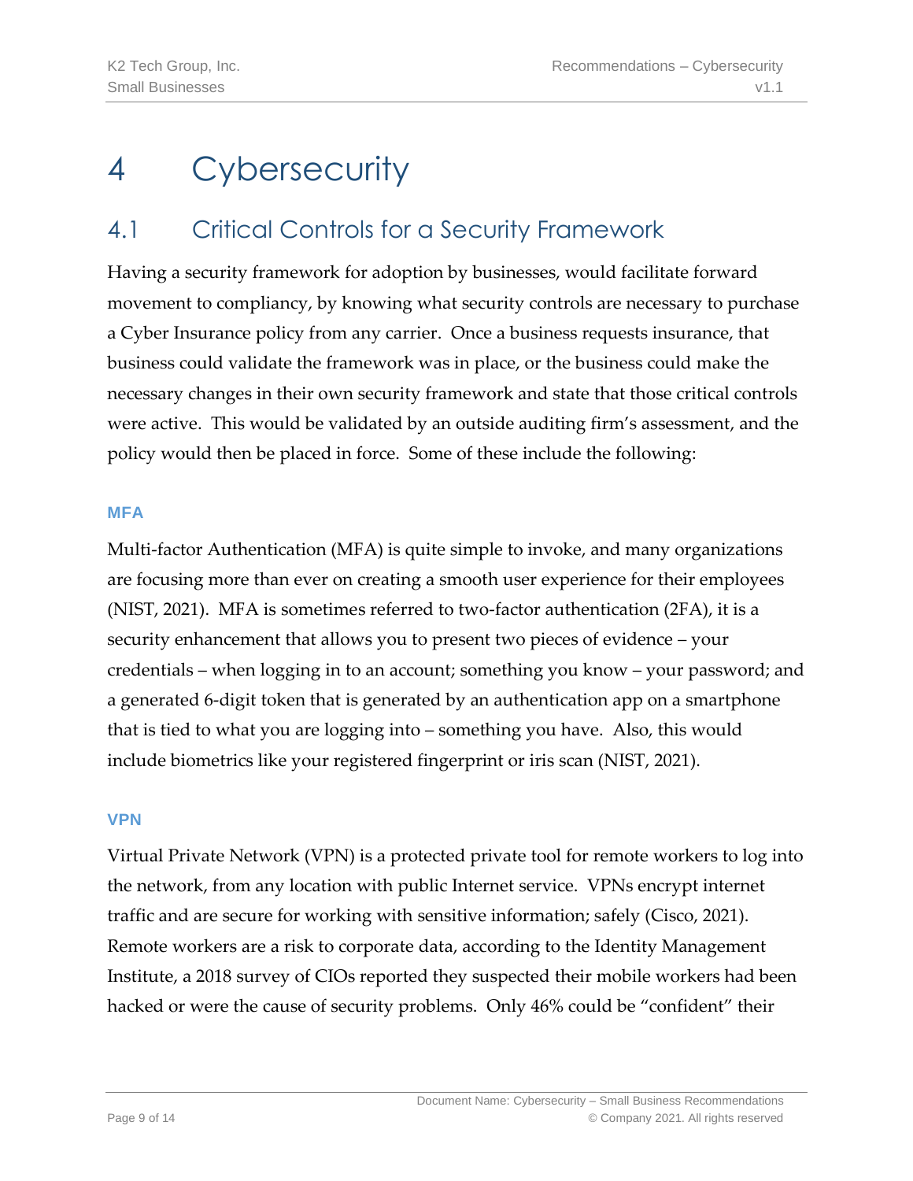# 4 Cybersecurity

## 4.1 Critical Controls for a Security Framework

Having a security framework for adoption by businesses, would facilitate forward movement to compliancy, by knowing what security controls are necessary to purchase a Cyber Insurance policy from any carrier. Once a business requests insurance, that business could validate the framework was in place, or the business could make the necessary changes in their own security framework and state that those critical controls were active. This would be validated by an outside auditing firm's assessment, and the policy would then be placed in force. Some of these include the following:

#### MFA

Multi-factor Authentication (MFA) is quite simple to invoke, and many organizations are focusing more than ever on creating a smooth user experience for their employees (NIST, 2021). MFA is sometimes referred to two-factor authentication (2FA), it is a security enhancement that allows you to present two pieces of evidence – your credentials – when logging in to an account; something you know – your password; and a generated 6-digit token that is generated by an authentication app on a smartphone that is tied to what you are logging into – something you have. Also, this would include biometrics like your registered fingerprint or iris scan (NIST, 2021).

#### VPN

Virtual Private Network (VPN) is a protected private tool for remote workers to log into the network, from any location with public Internet service. VPNs encrypt internet traffic and are secure for working with sensitive information; safely (Cisco, 2021). Remote workers are a risk to corporate data, according to the Identity Management Institute, a 2018 survey of CIOs reported they suspected their mobile workers had been hacked or were the cause of security problems. Only 46% could be "confident" their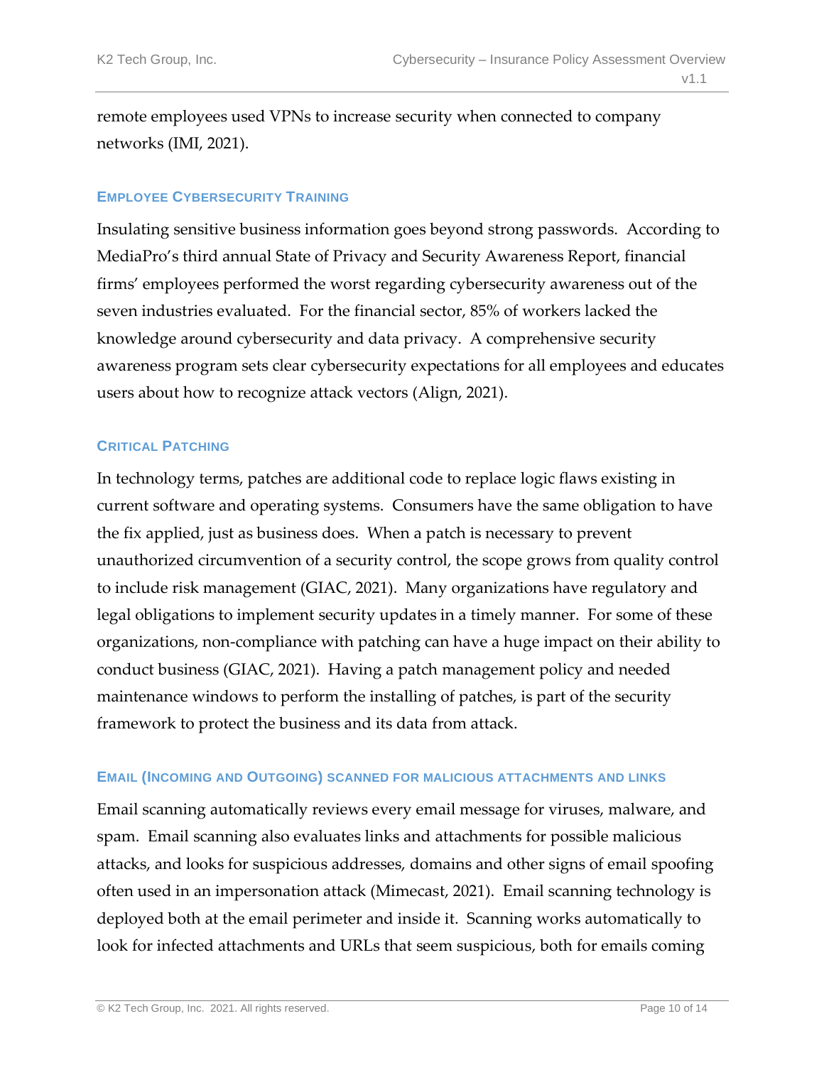remote employees used VPNs to increase security when connected to company networks (IMI, 2021).

### Employee Cybersecurity Training

Insulating sensitive business information goes beyond strong passwords. According to MediaPro's third annual State of Privacy and Security Awareness Report, financial firms' employees performed the worst regarding cybersecurity awareness out of the seven industries evaluated. For the financial sector, 85% of workers lacked the knowledge around cybersecurity and data privacy. A comprehensive security awareness program sets clear cybersecurity expectations for all employees and educates users about how to recognize attack vectors (Align, 2021).

### Critical Patching

In technology terms, patches are additional code to replace logic flaws existing in current software and operating systems. Consumers have the same obligation to have the fix applied, just as business does. When a patch is necessary to prevent unauthorized circumvention of a security control, the scope grows from quality control to include risk management (GIAC, 2021). Many organizations have regulatory and legal obligations to implement security updates in a timely manner. For some of these organizations, non-compliance with patching can have a huge impact on their ability to conduct business (GIAC, 2021). Having a patch management policy and needed maintenance windows to perform the installing of patches, is part of the security framework to protect the business and its data from attack.

### Email (Incoming and Outgoing) scanned for malicious attachments and links

Email scanning automatically reviews every email message for viruses, malware, and spam. Email scanning also evaluates links and attachments for possible malicious attacks, and looks for suspicious addresses, domains and other signs of email spoofing often used in an impersonation attack (Mimecast, 2021). Email scanning technology is deployed both at the email perimeter and inside it. Scanning works automatically to look for infected attachments and URLs that seem suspicious, both for emails coming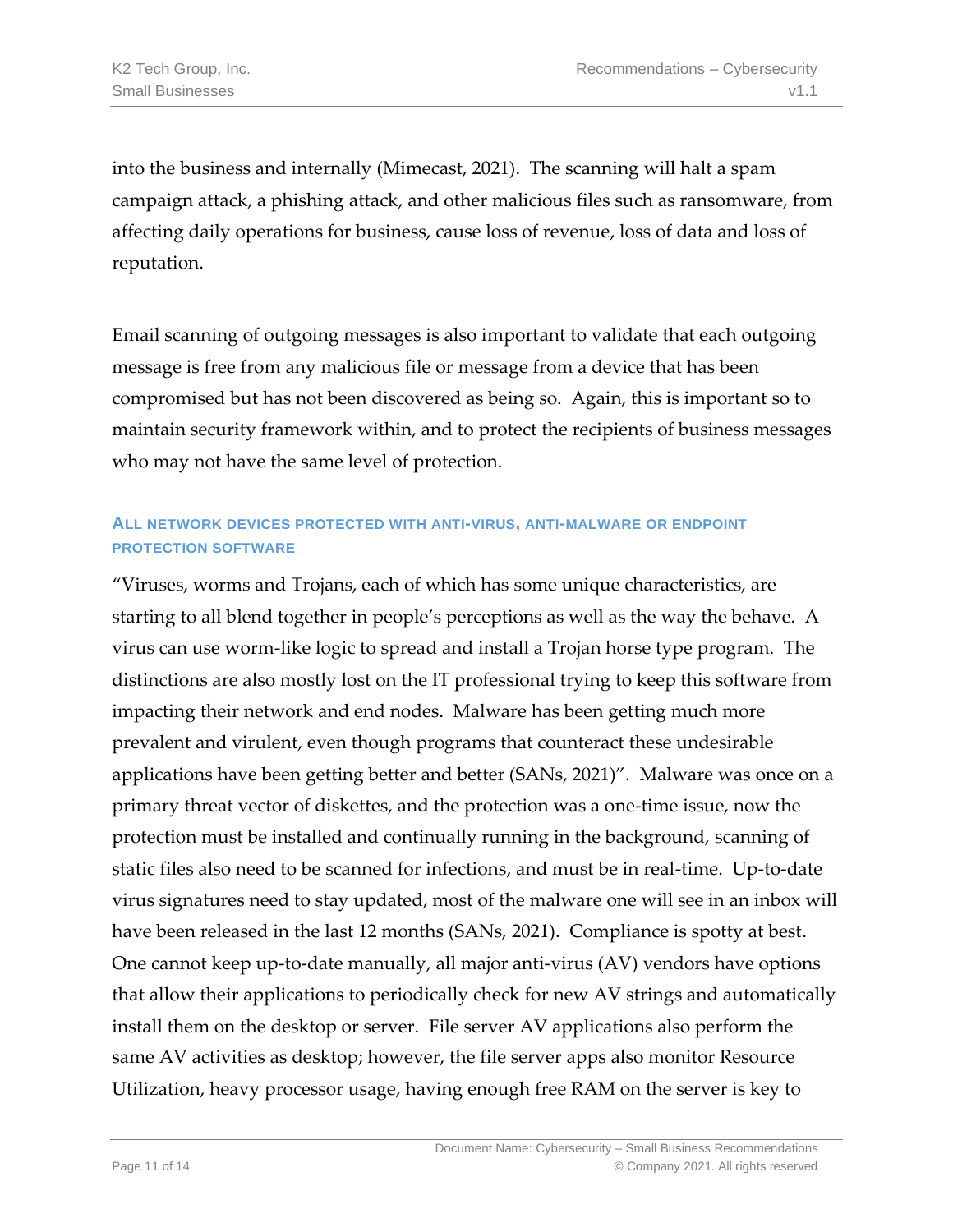into the business and internally (Mimecast, 2021). The scanning will halt a spam campaign attack, a phishing attack, and other malicious files such as ransomware, from affecting daily operations for business, cause loss of revenue, loss of data and loss of reputation.

Email scanning of outgoing messages is also important to validate that each outgoing message is free from any malicious file or message from a device that has been compromised but has not been discovered as being so. Again, this is important so to maintain security framework within, and to protect the recipients of business messages who may not have the same level of protection.

### ALL NETWORK DEVICES PROTECTED WITH ANTI-VIRUS, ANTI-MALWARE OR ENDPOINT PROTECTION SOFTWARE

"Viruses, worms and Trojans, each of which has some unique characteristics, are starting to all blend together in people's perceptions as well as the way the behave. A virus can use worm-like logic to spread and install a Trojan horse type program. The distinctions are also mostly lost on the IT professional trying to keep this software from impacting their network and end nodes. Malware has been getting much more prevalent and virulent, even though programs that counteract these undesirable applications have been getting better and better (SANs, 2021)". Malware was once on a primary threat vector of diskettes, and the protection was a one-time issue, now the protection must be installed and continually running in the background, scanning of static files also need to be scanned for infections, and must be in real-time. Up-to-date virus signatures need to stay updated, most of the malware one will see in an inbox will have been released in the last 12 months (SANs, 2021). Compliance is spotty at best. One cannot keep up-to-date manually, all major anti-virus (AV) vendors have options that allow their applications to periodically check for new AV strings and automatically install them on the desktop or server. File server AV applications also perform the same AV activities as desktop; however, the file server apps also monitor Resource Utilization, heavy processor usage, having enough free RAM on the server is key to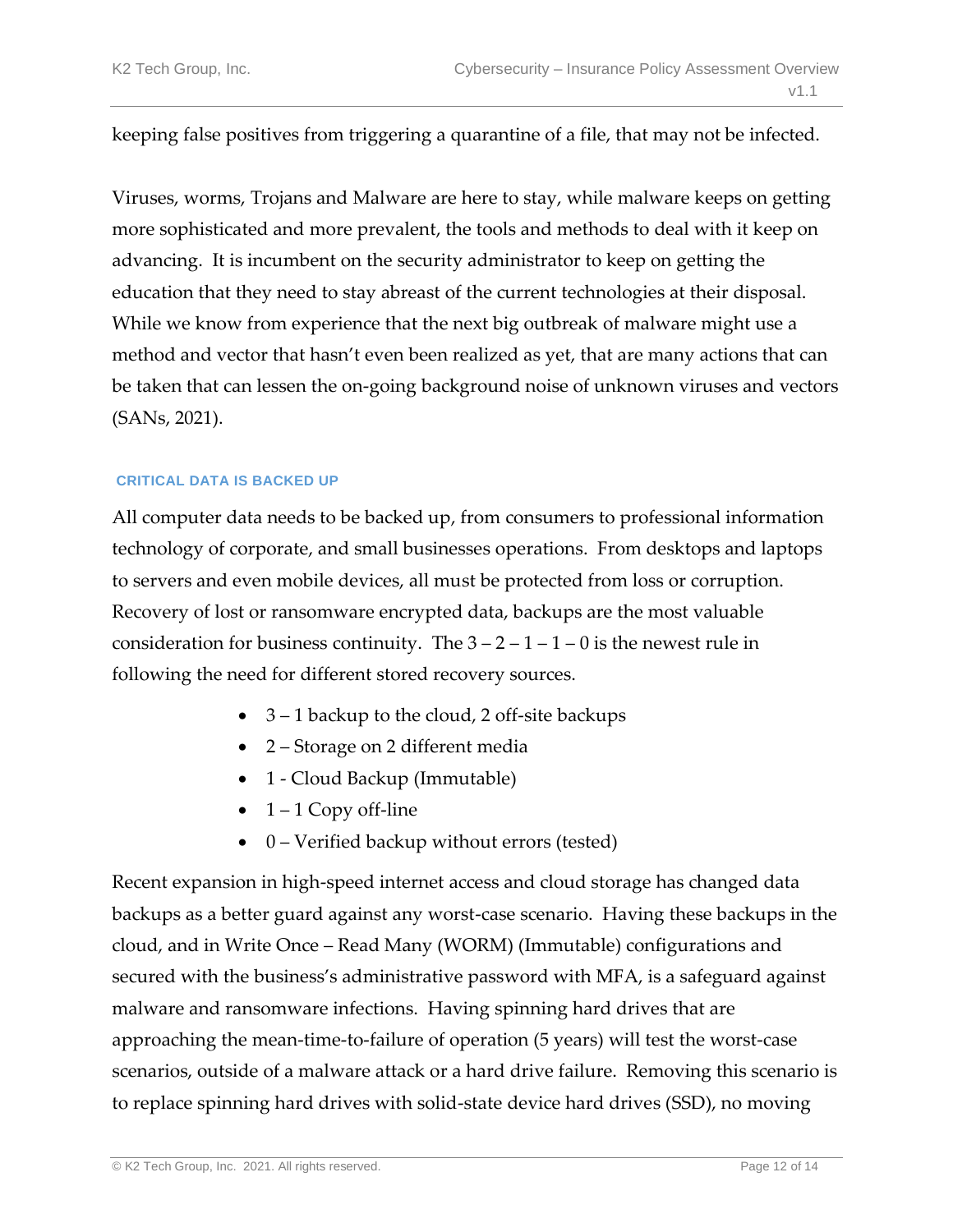keeping false positives from triggering a quarantine of a file, that may not be infected.

Viruses, worms, Trojans and Malware are here to stay, while malware keeps on getting more sophisticated and more prevalent, the tools and methods to deal with it keep on advancing. It is incumbent on the security administrator to keep on getting the education that they need to stay abreast of the current technologies at their disposal. While we know from experience that the next big outbreak of malware might use a method and vector that hasn't even been realized as yet, that are many actions that can be taken that can lessen the on-going background noise of unknown viruses and vectors (SANs, 2021).

### CRITICAL DATA IS BACKED UP

All computer data needs to be backed up, from consumers to professional information technology of corporate, and small businesses operations. From desktops and laptops to servers and even mobile devices, all must be protected from loss or corruption. Recovery of lost or ransomware encrypted data, backups are the most valuable consideration for business continuity. The 3 – 2 – 1 – 1 – 0 is the newest rule in following the need for different stored recovery sources.

- 3 – 1 backup to the cloud, 2 off-site backups
- 2 – Storage on 2 different media
- 1 - Cloud Backup (Immutable)
- 1 – 1 Copy off-line
- 0 – Verified backup without errors (tested)

Recent expansion in high-speed internet access and cloud storage has changed data backups as a better guard against any worst-case scenario. Having these backups in the cloud, and in Write Once – Read Many (WORM) (Immutable) configurations and secured with the business's administrative password with MFA, is a safeguard against malware and ransomware infections. Having spinning hard drives that are approaching the mean-time-to-failure of operation (5 years) will test the worst-case scenarios, outside of a malware attack or a hard drive failure. Removing this scenario is to replace spinning hard drives with solid-state device hard drives (SSD), no moving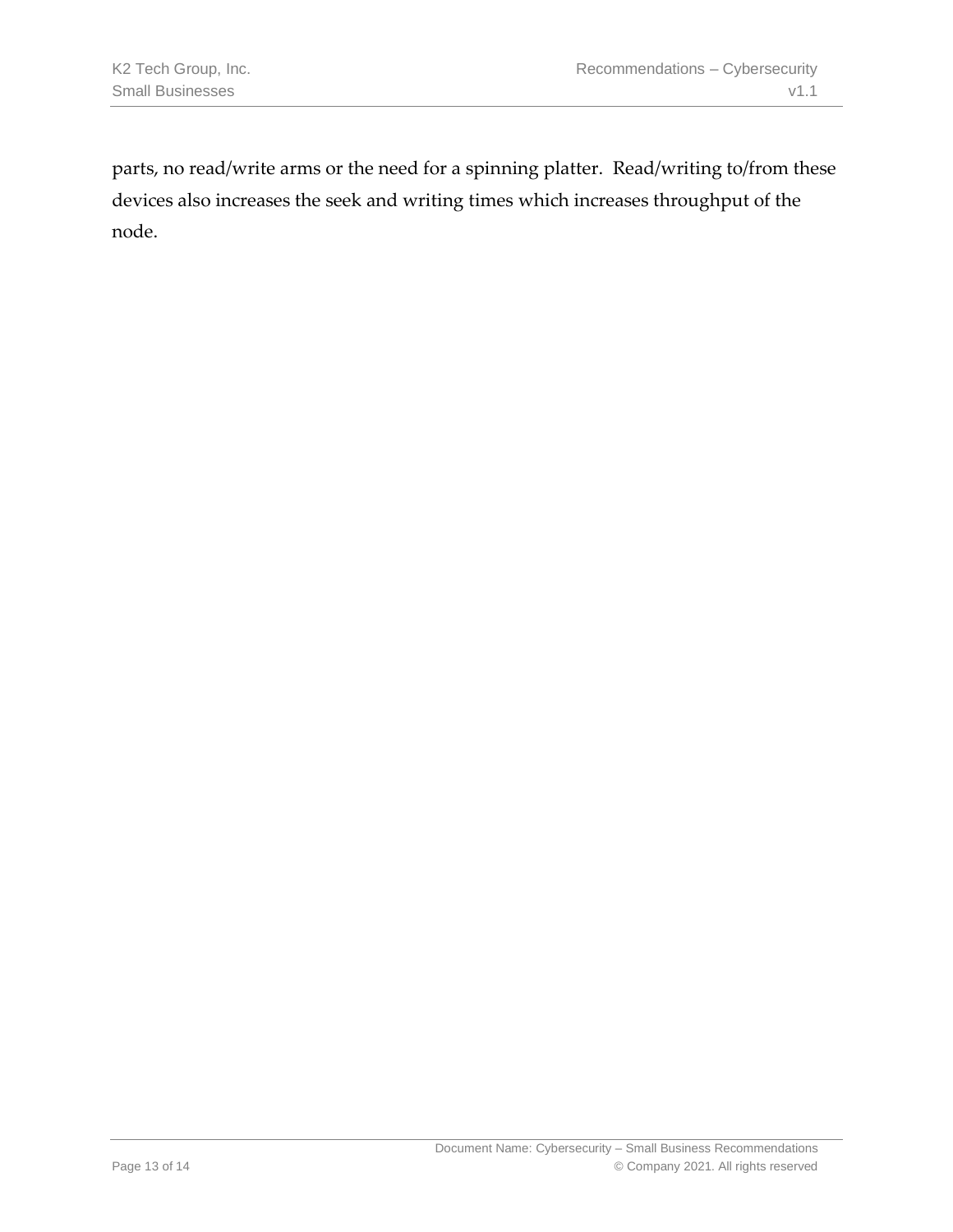parts, no read/write arms or the need for a spinning platter.  Read/writing to/from these devices also increases the seek and writing times which increases throughput of the node.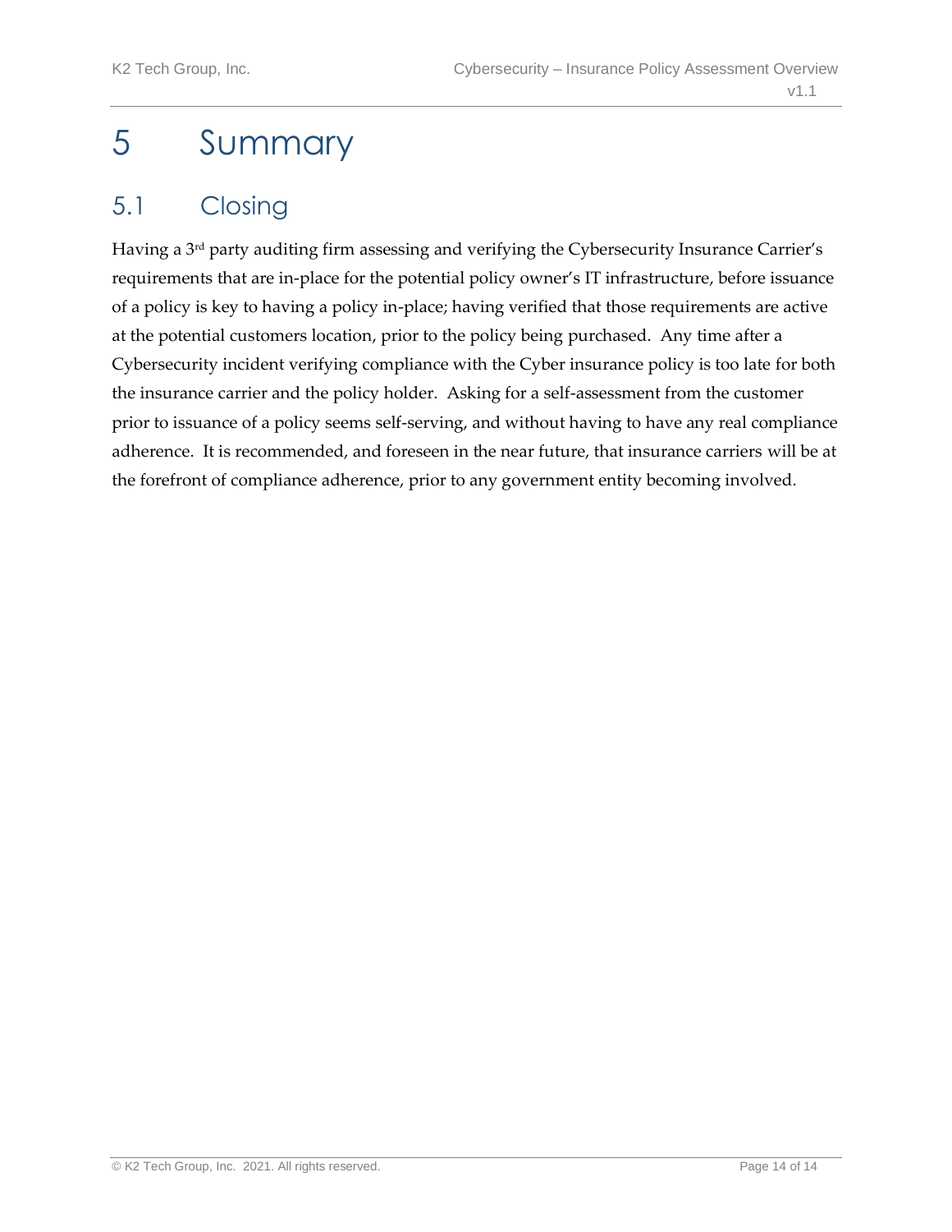# 5 Summary

## 5.1 Closing

Having a 3rd party auditing firm assessing and verifying the Cybersecurity Insurance Carrier's requirements that are in-place for the potential policy owner's IT infrastructure, before issuance of a policy is key to having a policy in-place; having verified that those requirements are active at the potential customers location, prior to the policy being purchased. Any time after a Cybersecurity incident verifying compliance with the Cyber insurance policy is too late for both the insurance carrier and the policy holder. Asking for a self-assessment from the customer prior to issuance of a policy seems self-serving, and without having to have any real compliance adherence. It is recommended, and foreseen in the near future, that insurance carriers will be at the forefront of compliance adherence, prior to any government entity becoming involved.